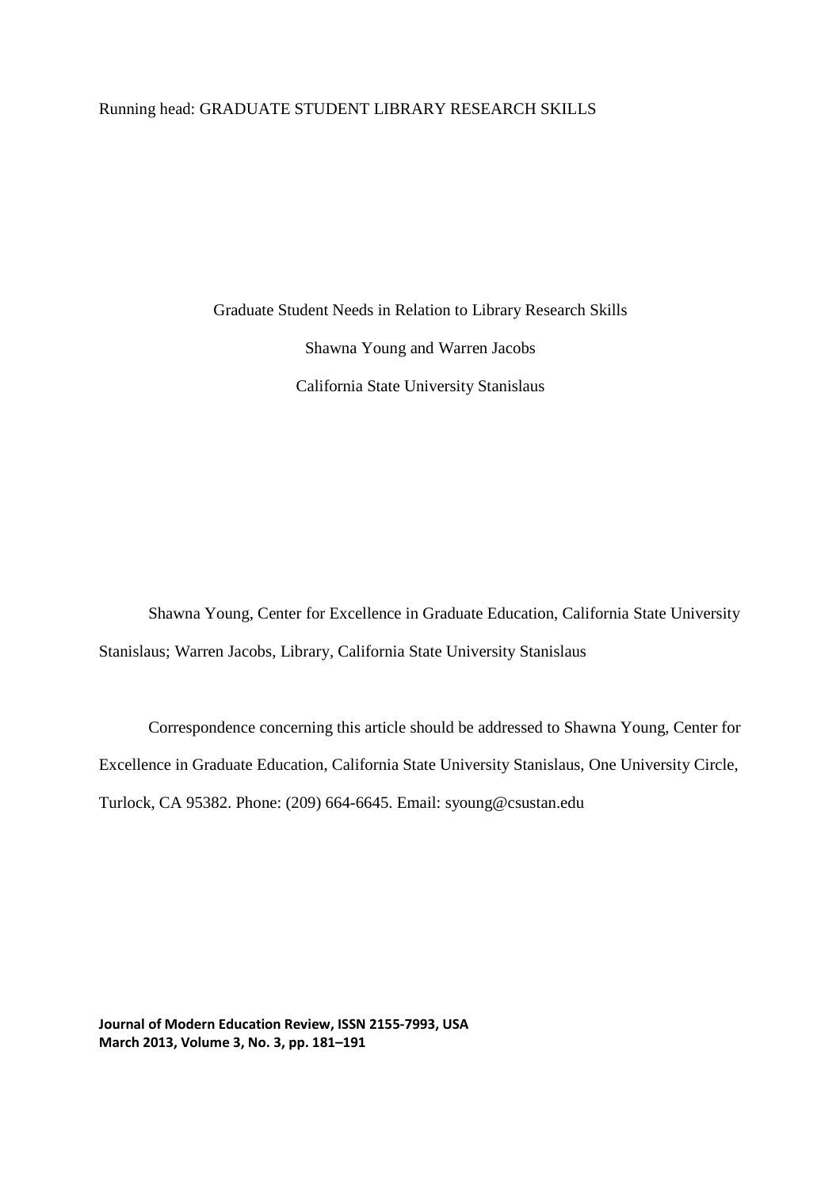# Graduate Student Needs in Relation to Library Research Skills

Shawna Young and Warren Jacobs

California State University Stanislaus

Shawna Young, Center for Excellence in Graduate Education, California State University Stanislaus; Warren Jacobs, Library, California State University Stanislaus

Correspondence concerning this article should be addressed to Shawna Young, Center for Excellence in Graduate Education, California State University Stanislaus, One University Circle, Turlock, CA 95382. Phone: (209) 664-6645. Email: syoung@csustan.edu

**Journal of Modern Education Review, ISSN 2155-7993, USA**
**March 2013, Volume 3, No. 3, pp. 181–191**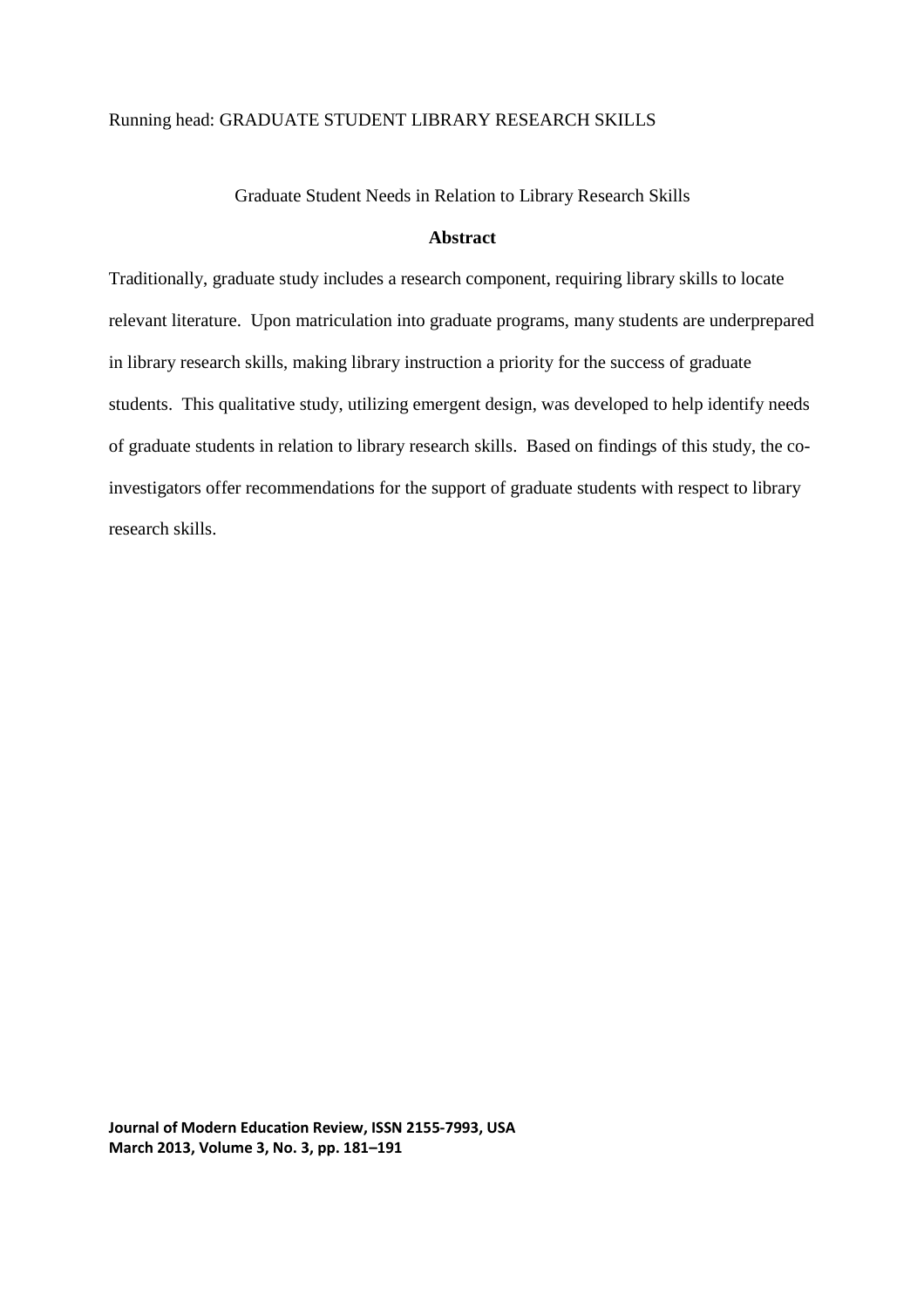Graduate Student Needs in Relation to Library Research Skills

## Abstract

Traditionally, graduate study includes a research component, requiring library skills to locate relevant literature. Upon matriculation into graduate programs, many students are underprepared in library research skills, making library instruction a priority for the success of graduate students. This qualitative study, utilizing emergent design, was developed to help identify needs of graduate students in relation to library research skills. Based on findings of this study, the co-investigators offer recommendations for the support of graduate students with respect to library research skills.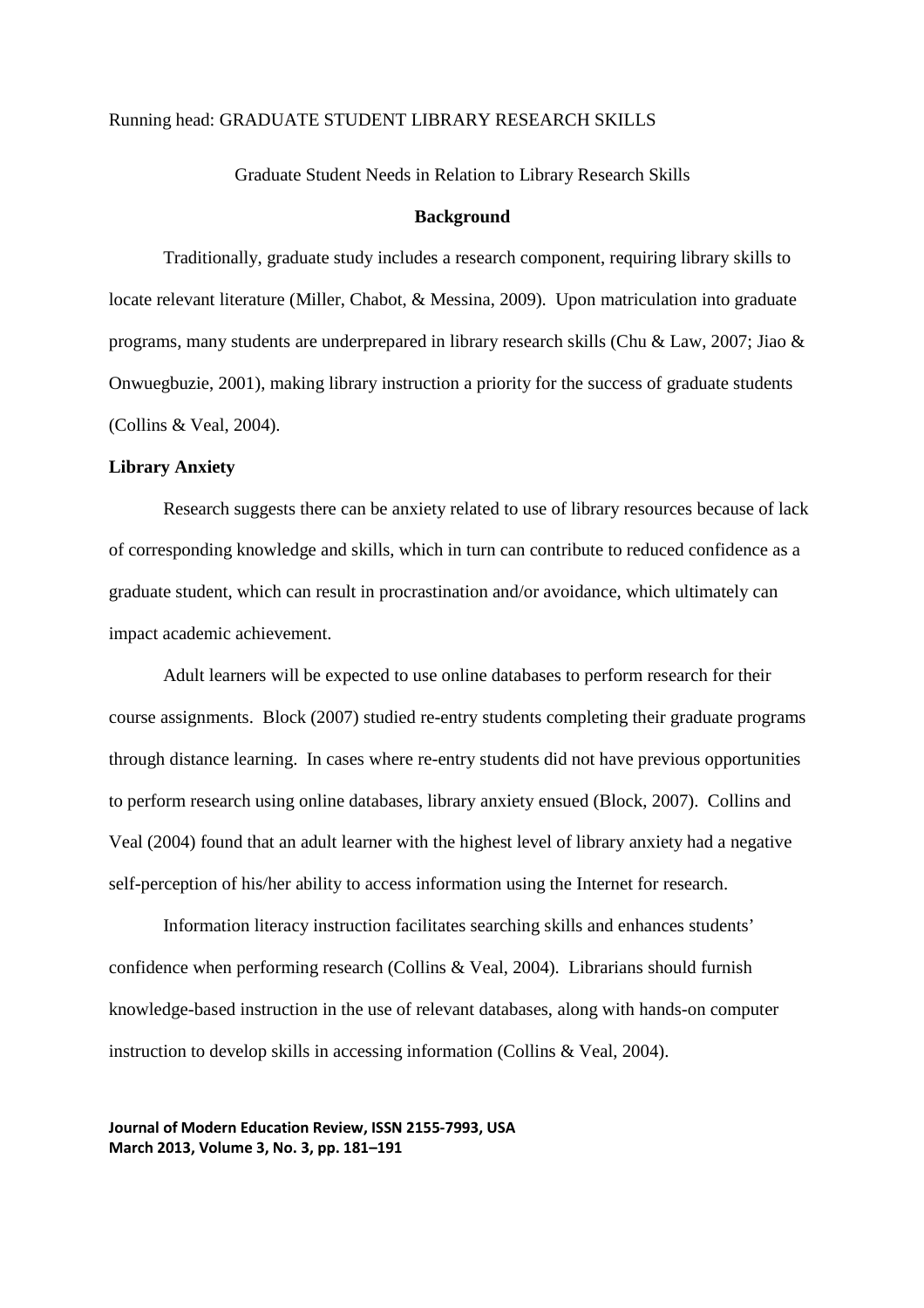Graduate Student Needs in Relation to Library Research Skills

## Background

Traditionally, graduate study includes a research component, requiring library skills to locate relevant literature (Miller, Chabot, & Messina, 2009). Upon matriculation into graduate programs, many students are underprepared in library research skills (Chu & Law, 2007; Jiao & Onwuegbuzie, 2001), making library instruction a priority for the success of graduate students (Collins & Veal, 2004).

### Library Anxiety

Research suggests there can be anxiety related to use of library resources because of lack of corresponding knowledge and skills, which in turn can contribute to reduced confidence as a graduate student, which can result in procrastination and/or avoidance, which ultimately can impact academic achievement.

Adult learners will be expected to use online databases to perform research for their course assignments. Block (2007) studied re-entry students completing their graduate programs through distance learning. In cases where re-entry students did not have previous opportunities to perform research using online databases, library anxiety ensued (Block, 2007). Collins and Veal (2004) found that an adult learner with the highest level of library anxiety had a negative self-perception of his/her ability to access information using the Internet for research.

Information literacy instruction facilitates searching skills and enhances students' confidence when performing research (Collins & Veal, 2004). Librarians should furnish knowledge-based instruction in the use of relevant databases, along with hands-on computer instruction to develop skills in accessing information (Collins & Veal, 2004).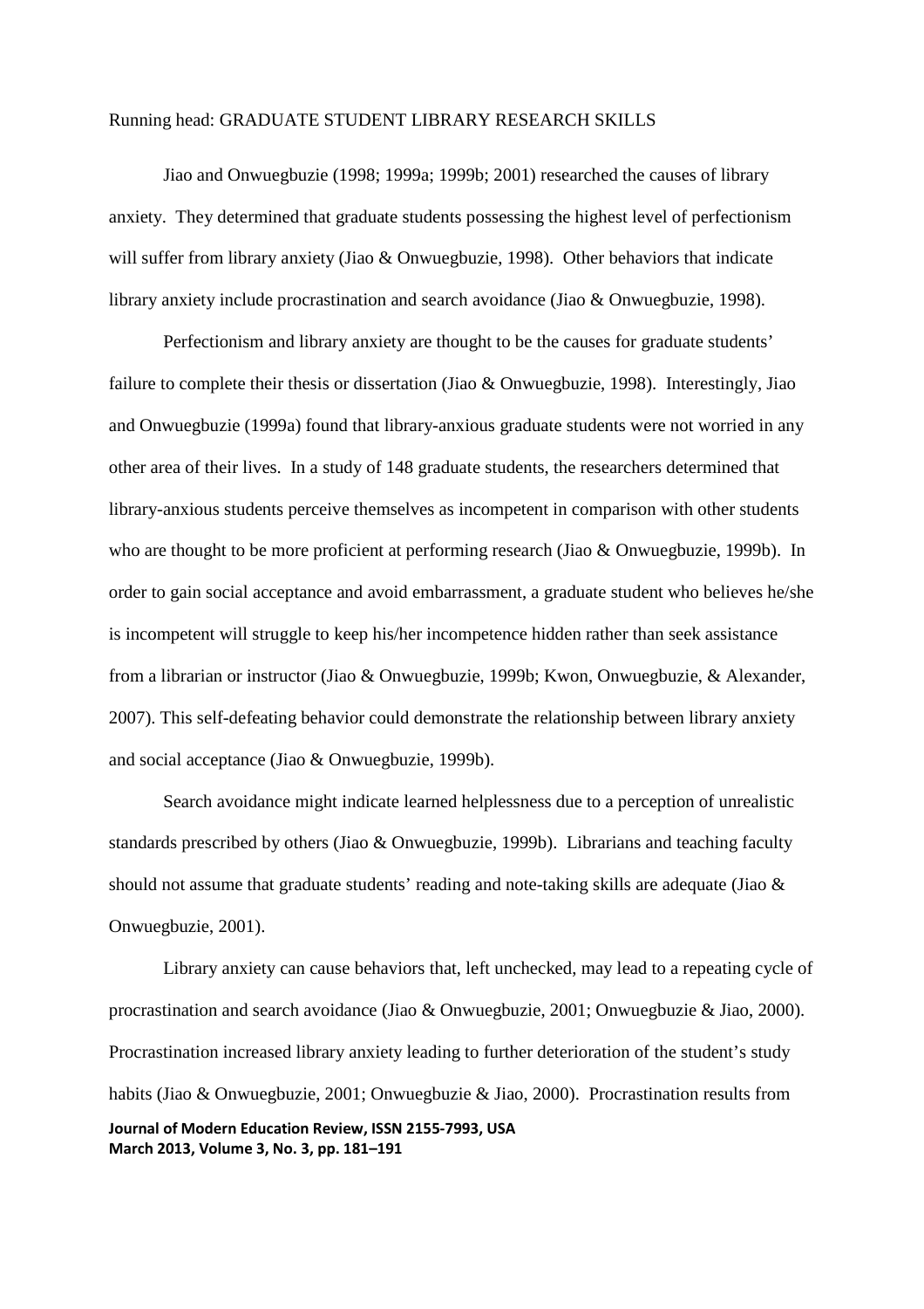Jiao and Onwuegbuzie (1998; 1999a; 1999b; 2001) researched the causes of library anxiety. They determined that graduate students possessing the highest level of perfectionism will suffer from library anxiety (Jiao & Onwuegbuzie, 1998). Other behaviors that indicate library anxiety include procrastination and search avoidance (Jiao & Onwuegbuzie, 1998).

Perfectionism and library anxiety are thought to be the causes for graduate students' failure to complete their thesis or dissertation (Jiao & Onwuegbuzie, 1998). Interestingly, Jiao and Onwuegbuzie (1999a) found that library-anxious graduate students were not worried in any other area of their lives. In a study of 148 graduate students, the researchers determined that library-anxious students perceive themselves as incompetent in comparison with other students who are thought to be more proficient at performing research (Jiao & Onwuegbuzie, 1999b). In order to gain social acceptance and avoid embarrassment, a graduate student who believes he/she is incompetent will struggle to keep his/her incompetence hidden rather than seek assistance from a librarian or instructor (Jiao & Onwuegbuzie, 1999b; Kwon, Onwuegbuzie, & Alexander, 2007). This self-defeating behavior could demonstrate the relationship between library anxiety and social acceptance (Jiao & Onwuegbuzie, 1999b).

Search avoidance might indicate learned helplessness due to a perception of unrealistic standards prescribed by others (Jiao & Onwuegbuzie, 1999b). Librarians and teaching faculty should not assume that graduate students' reading and note-taking skills are adequate (Jiao & Onwuegbuzie, 2001).

Library anxiety can cause behaviors that, left unchecked, may lead to a repeating cycle of procrastination and search avoidance (Jiao & Onwuegbuzie, 2001; Onwuegbuzie & Jiao, 2000). Procrastination increased library anxiety leading to further deterioration of the student's study habits (Jiao & Onwuegbuzie, 2001; Onwuegbuzie & Jiao, 2000). Procrastination results from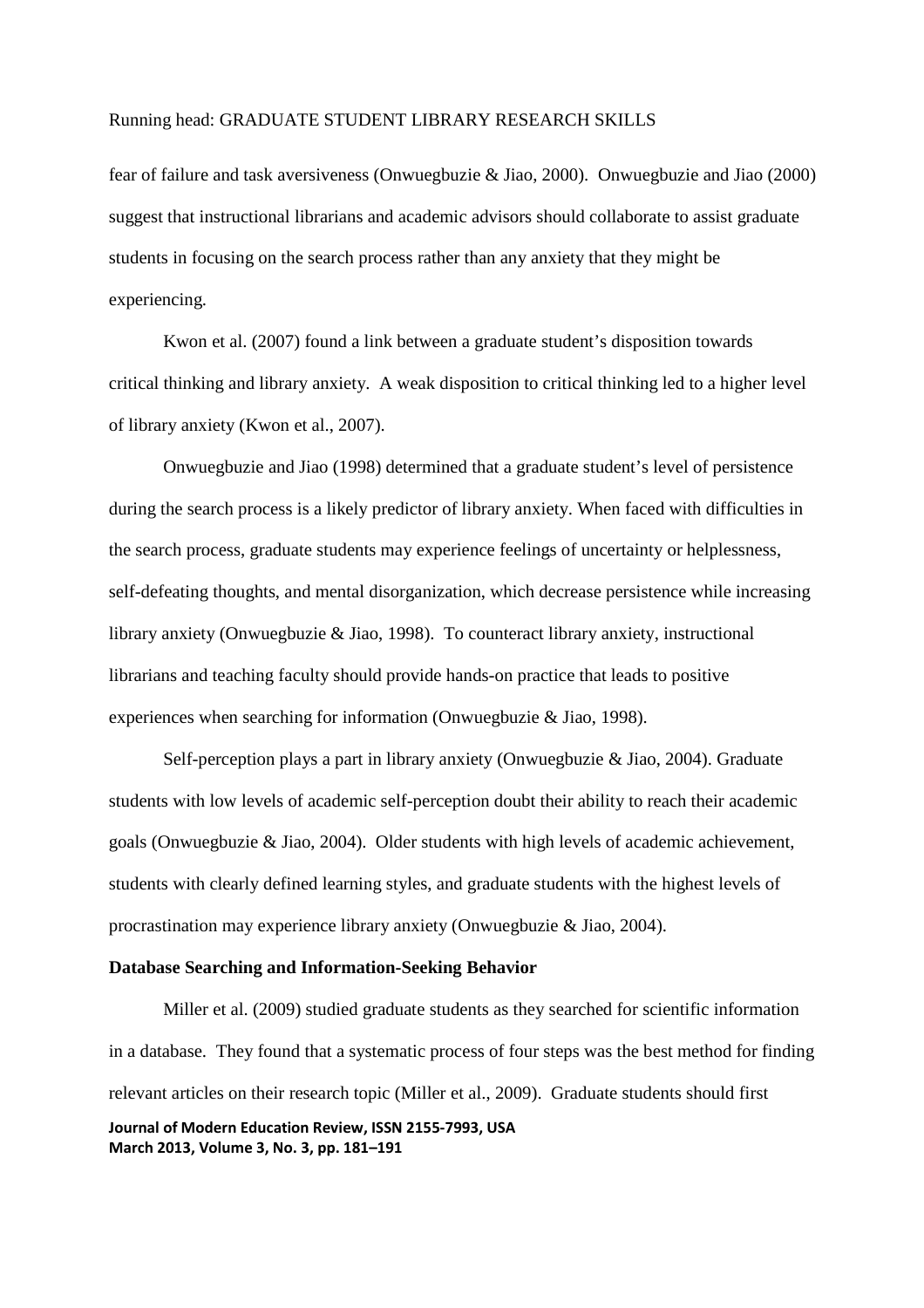fear of failure and task aversiveness (Onwuegbuzie & Jiao, 2000). Onwuegbuzie and Jiao (2000) suggest that instructional librarians and academic advisors should collaborate to assist graduate students in focusing on the search process rather than any anxiety that they might be experiencing.

Kwon et al. (2007) found a link between a graduate student's disposition towards critical thinking and library anxiety. A weak disposition to critical thinking led to a higher level of library anxiety (Kwon et al., 2007).

Onwuegbuzie and Jiao (1998) determined that a graduate student's level of persistence during the search process is a likely predictor of library anxiety. When faced with difficulties in the search process, graduate students may experience feelings of uncertainty or helplessness, self-defeating thoughts, and mental disorganization, which decrease persistence while increasing library anxiety (Onwuegbuzie & Jiao, 1998). To counteract library anxiety, instructional librarians and teaching faculty should provide hands-on practice that leads to positive experiences when searching for information (Onwuegbuzie & Jiao, 1998).

Self-perception plays a part in library anxiety (Onwuegbuzie & Jiao, 2004). Graduate students with low levels of academic self-perception doubt their ability to reach their academic goals (Onwuegbuzie & Jiao, 2004). Older students with high levels of academic achievement, students with clearly defined learning styles, and graduate students with the highest levels of procrastination may experience library anxiety (Onwuegbuzie & Jiao, 2004).

**Database Searching and Information-Seeking Behavior**

Miller et al. (2009) studied graduate students as they searched for scientific information in a database. They found that a systematic process of four steps was the best method for finding relevant articles on their research topic (Miller et al., 2009). Graduate students should first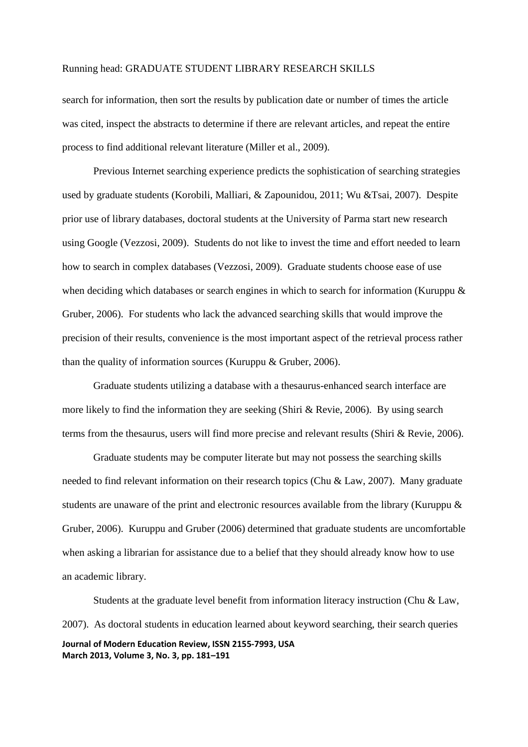search for information, then sort the results by publication date or number of times the article was cited, inspect the abstracts to determine if there are relevant articles, and repeat the entire process to find additional relevant literature (Miller et al., 2009).

Previous Internet searching experience predicts the sophistication of searching strategies used by graduate students (Korobili, Malliari, & Zapounidou, 2011; Wu &Tsai, 2007). Despite prior use of library databases, doctoral students at the University of Parma start new research using Google (Vezzosi, 2009). Students do not like to invest the time and effort needed to learn how to search in complex databases (Vezzosi, 2009). Graduate students choose ease of use when deciding which databases or search engines in which to search for information (Kuruppu & Gruber, 2006). For students who lack the advanced searching skills that would improve the precision of their results, convenience is the most important aspect of the retrieval process rather than the quality of information sources (Kuruppu & Gruber, 2006).

Graduate students utilizing a database with a thesaurus-enhanced search interface are more likely to find the information they are seeking (Shiri & Revie, 2006). By using search terms from the thesaurus, users will find more precise and relevant results (Shiri & Revie, 2006).

Graduate students may be computer literate but may not possess the searching skills needed to find relevant information on their research topics (Chu & Law, 2007). Many graduate students are unaware of the print and electronic resources available from the library (Kuruppu & Gruber, 2006). Kuruppu and Gruber (2006) determined that graduate students are uncomfortable when asking a librarian for assistance due to a belief that they should already know how to use an academic library.

Students at the graduate level benefit from information literacy instruction (Chu & Law, 2007). As doctoral students in education learned about keyword searching, their search queries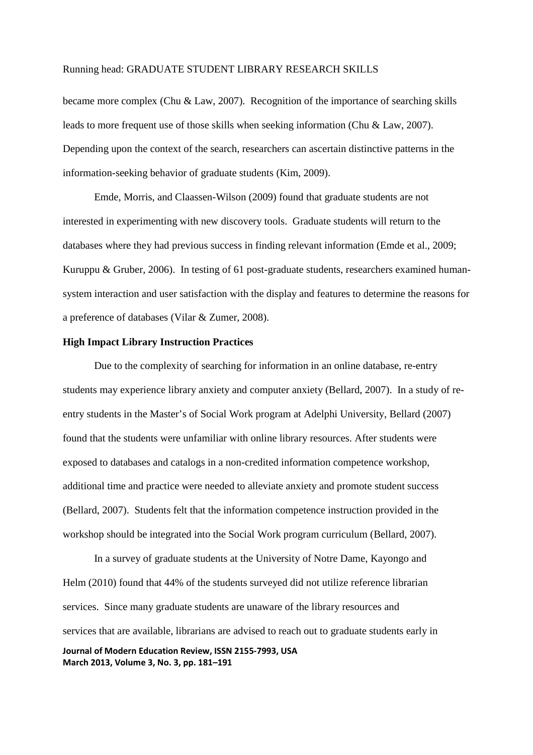became more complex (Chu & Law, 2007). Recognition of the importance of searching skills leads to more frequent use of those skills when seeking information (Chu & Law, 2007). Depending upon the context of the search, researchers can ascertain distinctive patterns in the information-seeking behavior of graduate students (Kim, 2009).

Emde, Morris, and Claassen-Wilson (2009) found that graduate students are not interested in experimenting with new discovery tools. Graduate students will return to the databases where they had previous success in finding relevant information (Emde et al., 2009; Kuruppu & Gruber, 2006). In testing of 61 post-graduate students, researchers examined human-system interaction and user satisfaction with the display and features to determine the reasons for a preference of databases (Vilar & Zumer, 2008).

**High Impact Library Instruction Practices**

Due to the complexity of searching for information in an online database, re-entry students may experience library anxiety and computer anxiety (Bellard, 2007). In a study of re-entry students in the Master's of Social Work program at Adelphi University, Bellard (2007) found that the students were unfamiliar with online library resources. After students were exposed to databases and catalogs in a non-credited information competence workshop, additional time and practice were needed to alleviate anxiety and promote student success (Bellard, 2007). Students felt that the information competence instruction provided in the workshop should be integrated into the Social Work program curriculum (Bellard, 2007).

In a survey of graduate students at the University of Notre Dame, Kayongo and Helm (2010) found that 44% of the students surveyed did not utilize reference librarian services. Since many graduate students are unaware of the library resources and services that are available, librarians are advised to reach out to graduate students early in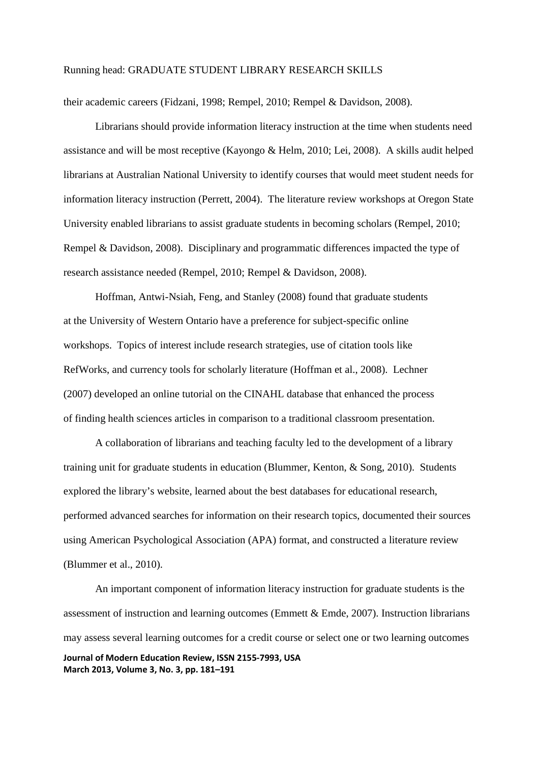their academic careers (Fidzani, 1998; Rempel, 2010; Rempel & Davidson, 2008).

Librarians should provide information literacy instruction at the time when students need assistance and will be most receptive (Kayongo & Helm, 2010; Lei, 2008). A skills audit helped librarians at Australian National University to identify courses that would meet student needs for information literacy instruction (Perrett, 2004). The literature review workshops at Oregon State University enabled librarians to assist graduate students in becoming scholars (Rempel, 2010; Rempel & Davidson, 2008). Disciplinary and programmatic differences impacted the type of research assistance needed (Rempel, 2010; Rempel & Davidson, 2008).

Hoffman, Antwi-Nsiah, Feng, and Stanley (2008) found that graduate students at the University of Western Ontario have a preference for subject-specific online workshops. Topics of interest include research strategies, use of citation tools like RefWorks, and currency tools for scholarly literature (Hoffman et al., 2008). Lechner (2007) developed an online tutorial on the CINAHL database that enhanced the process of finding health sciences articles in comparison to a traditional classroom presentation.

A collaboration of librarians and teaching faculty led to the development of a library training unit for graduate students in education (Blummer, Kenton, & Song, 2010). Students explored the library's website, learned about the best databases for educational research, performed advanced searches for information on their research topics, documented their sources using American Psychological Association (APA) format, and constructed a literature review (Blummer et al., 2010).

An important component of information literacy instruction for graduate students is the assessment of instruction and learning outcomes (Emmett & Emde, 2007). Instruction librarians may assess several learning outcomes for a credit course or select one or two learning outcomes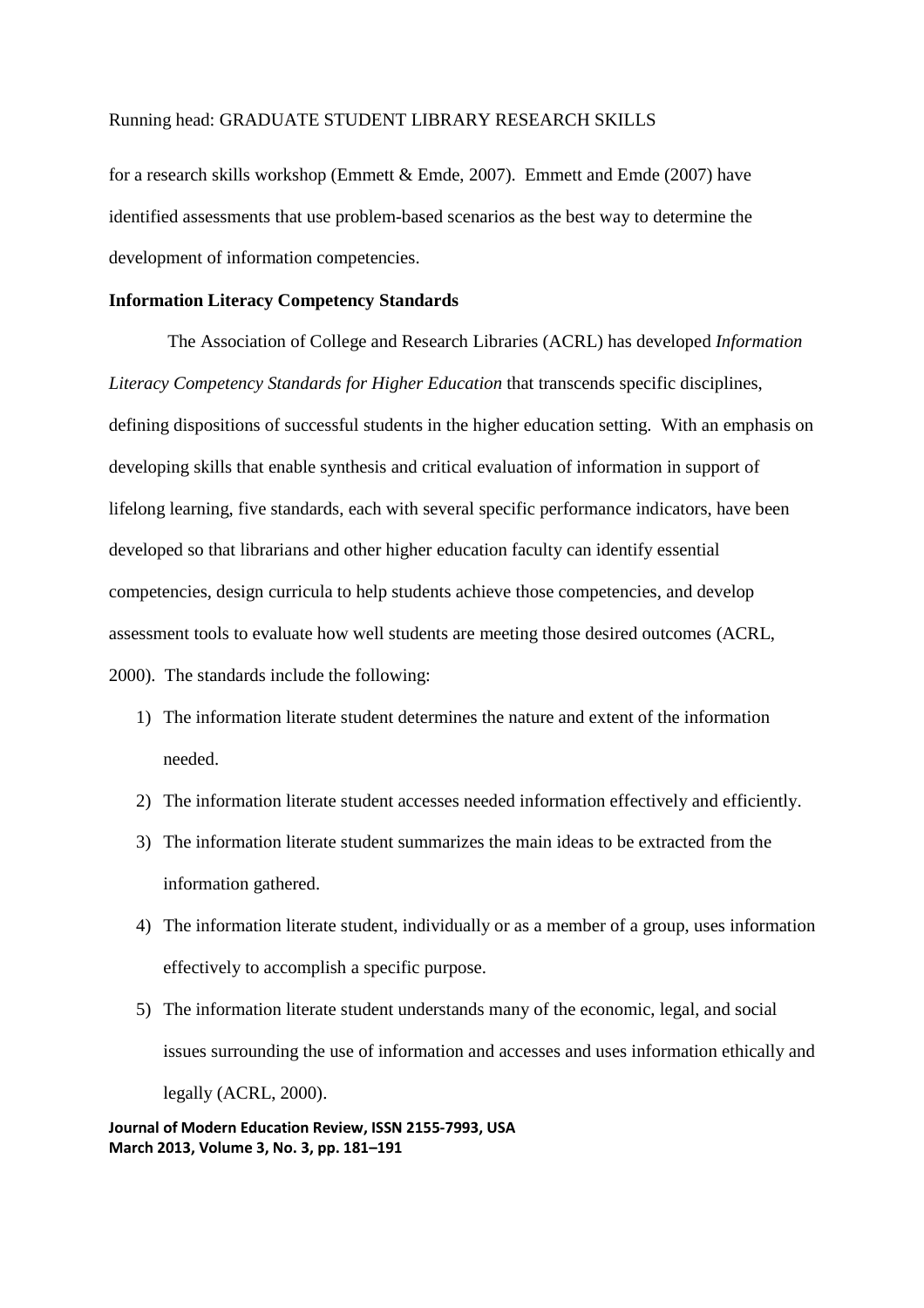for a research skills workshop (Emmett & Emde, 2007). Emmett and Emde (2007) have identified assessments that use problem-based scenarios as the best way to determine the development of information competencies.

**Information Literacy Competency Standards**

The Association of College and Research Libraries (ACRL) has developed *Information Literacy Competency Standards for Higher Education* that transcends specific disciplines, defining dispositions of successful students in the higher education setting. With an emphasis on developing skills that enable synthesis and critical evaluation of information in support of lifelong learning, five standards, each with several specific performance indicators, have been developed so that librarians and other higher education faculty can identify essential competencies, design curricula to help students achieve those competencies, and develop assessment tools to evaluate how well students are meeting those desired outcomes (ACRL, 2000). The standards include the following:

1) The information literate student determines the nature and extent of the information needed.
2) The information literate student accesses needed information effectively and efficiently.
3) The information literate student summarizes the main ideas to be extracted from the information gathered.
4) The information literate student, individually or as a member of a group, uses information effectively to accomplish a specific purpose.
5) The information literate student understands many of the economic, legal, and social issues surrounding the use of information and accesses and uses information ethically and legally (ACRL, 2000).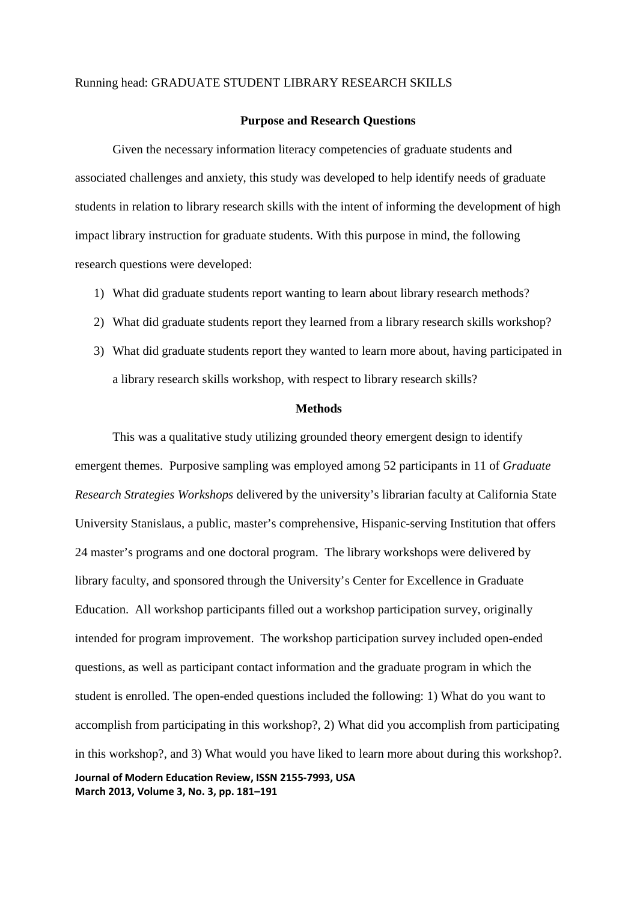## Purpose and Research Questions

Given the necessary information literacy competencies of graduate students and associated challenges and anxiety, this study was developed to help identify needs of graduate students in relation to library research skills with the intent of informing the development of high impact library instruction for graduate students. With this purpose in mind, the following research questions were developed:

1) What did graduate students report wanting to learn about library research methods?
2) What did graduate students report they learned from a library research skills workshop?
3) What did graduate students report they wanted to learn more about, having participated in a library research skills workshop, with respect to library research skills?

## Methods

This was a qualitative study utilizing grounded theory emergent design to identify emergent themes. Purposive sampling was employed among 52 participants in 11 of *Graduate Research Strategies Workshops* delivered by the university's librarian faculty at California State University Stanislaus, a public, master's comprehensive, Hispanic-serving Institution that offers 24 master's programs and one doctoral program. The library workshops were delivered by library faculty, and sponsored through the University's Center for Excellence in Graduate Education. All workshop participants filled out a workshop participation survey, originally intended for program improvement. The workshop participation survey included open-ended questions, as well as participant contact information and the graduate program in which the student is enrolled. The open-ended questions included the following: 1) What do you want to accomplish from participating in this workshop?, 2) What did you accomplish from participating in this workshop?, and 3) What would you have liked to learn more about during this workshop?.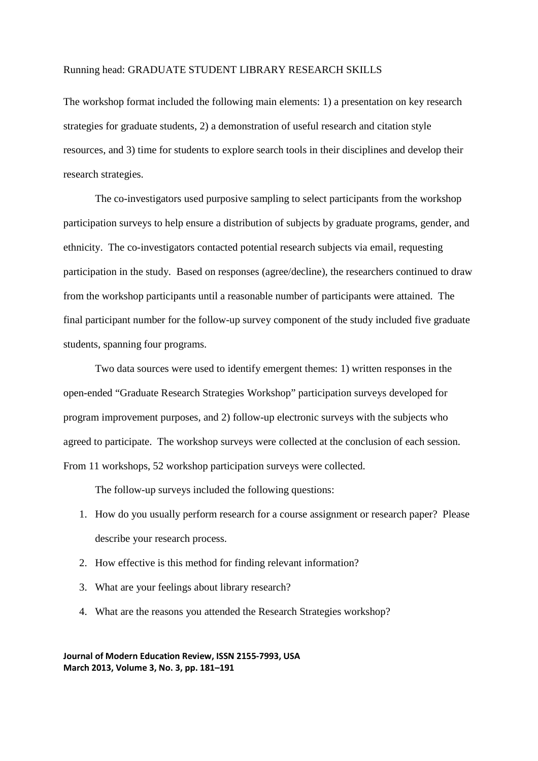The workshop format included the following main elements: 1) a presentation on key research strategies for graduate students, 2) a demonstration of useful research and citation style resources, and 3) time for students to explore search tools in their disciplines and develop their research strategies.

The co-investigators used purposive sampling to select participants from the workshop participation surveys to help ensure a distribution of subjects by graduate programs, gender, and ethnicity. The co-investigators contacted potential research subjects via email, requesting participation in the study. Based on responses (agree/decline), the researchers continued to draw from the workshop participants until a reasonable number of participants were attained. The final participant number for the follow-up survey component of the study included five graduate students, spanning four programs.

Two data sources were used to identify emergent themes: 1) written responses in the open-ended "Graduate Research Strategies Workshop" participation surveys developed for program improvement purposes, and 2) follow-up electronic surveys with the subjects who agreed to participate. The workshop surveys were collected at the conclusion of each session. From 11 workshops, 52 workshop participation surveys were collected.

The follow-up surveys included the following questions:

1. How do you usually perform research for a course assignment or research paper? Please describe your research process.
2. How effective is this method for finding relevant information?
3. What are your feelings about library research?
4. What are the reasons you attended the Research Strategies workshop?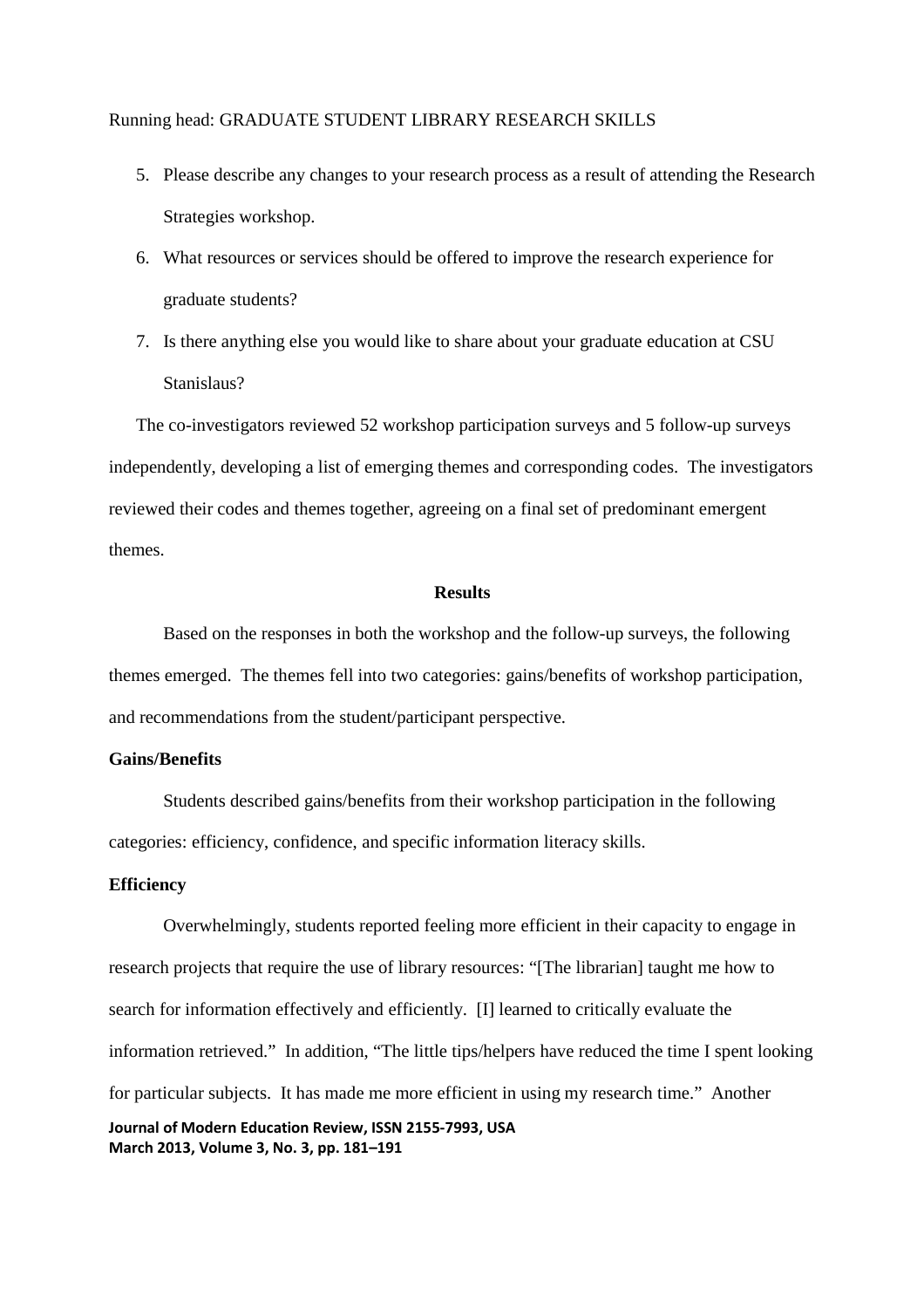5. Please describe any changes to your research process as a result of attending the Research Strategies workshop.
6. What resources or services should be offered to improve the research experience for graduate students?
7. Is there anything else you would like to share about your graduate education at CSU Stanislaus?

The co-investigators reviewed 52 workshop participation surveys and 5 follow-up surveys independently, developing a list of emerging themes and corresponding codes. The investigators reviewed their codes and themes together, agreeing on a final set of predominant emergent themes.

## Results

Based on the responses in both the workshop and the follow-up surveys, the following themes emerged. The themes fell into two categories: gains/benefits of workshop participation, and recommendations from the student/participant perspective.

### Gains/Benefits

Students described gains/benefits from their workshop participation in the following categories: efficiency, confidence, and specific information literacy skills.

### Efficiency

Overwhelmingly, students reported feeling more efficient in their capacity to engage in research projects that require the use of library resources: "[The librarian] taught me how to search for information effectively and efficiently. [I] learned to critically evaluate the information retrieved." In addition, "The little tips/helpers have reduced the time I spent looking for particular subjects. It has made me more efficient in using my research time." Another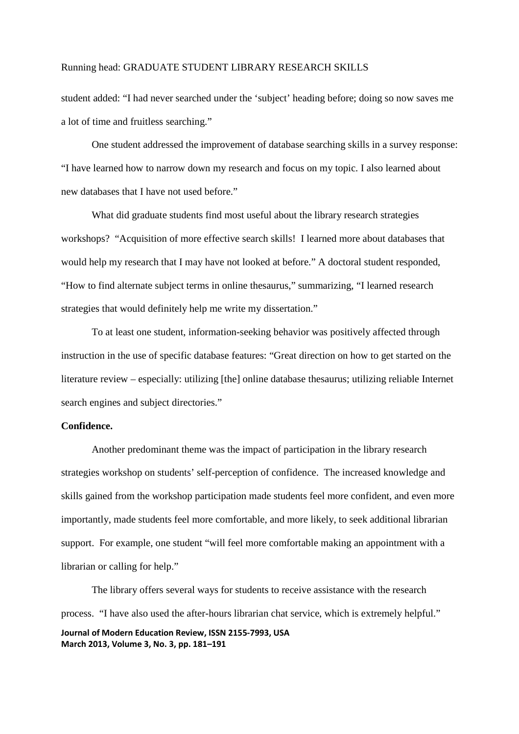student added: "I had never searched under the 'subject' heading before; doing so now saves me a lot of time and fruitless searching."

One student addressed the improvement of database searching skills in a survey response: "I have learned how to narrow down my research and focus on my topic. I also learned about new databases that I have not used before."

What did graduate students find most useful about the library research strategies workshops? "Acquisition of more effective search skills! I learned more about databases that would help my research that I may have not looked at before." A doctoral student responded, "How to find alternate subject terms in online thesaurus," summarizing, "I learned research strategies that would definitely help me write my dissertation."

To at least one student, information-seeking behavior was positively affected through instruction in the use of specific database features: "Great direction on how to get started on the literature review – especially: utilizing [the] online database thesaurus; utilizing reliable Internet search engines and subject directories."

**Confidence.**

Another predominant theme was the impact of participation in the library research strategies workshop on students' self-perception of confidence. The increased knowledge and skills gained from the workshop participation made students feel more confident, and even more importantly, made students feel more comfortable, and more likely, to seek additional librarian support. For example, one student "will feel more comfortable making an appointment with a librarian or calling for help."

The library offers several ways for students to receive assistance with the research process. "I have also used the after-hours librarian chat service, which is extremely helpful."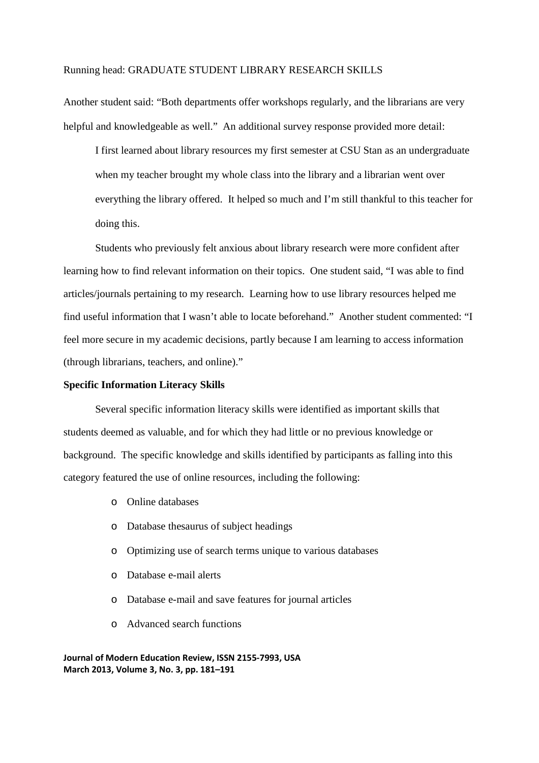Another student said: "Both departments offer workshops regularly, and the librarians are very helpful and knowledgeable as well." An additional survey response provided more detail:

> I first learned about library resources my first semester at CSU Stan as an undergraduate when my teacher brought my whole class into the library and a librarian went over everything the library offered. It helped so much and I'm still thankful to this teacher for doing this.

Students who previously felt anxious about library research were more confident after learning how to find relevant information on their topics. One student said, "I was able to find articles/journals pertaining to my research. Learning how to use library resources helped me find useful information that I wasn't able to locate beforehand." Another student commented: "I feel more secure in my academic decisions, partly because I am learning to access information (through librarians, teachers, and online)."

**Specific Information Literacy Skills**

Several specific information literacy skills were identified as important skills that students deemed as valuable, and for which they had little or no previous knowledge or background. The specific knowledge and skills identified by participants as falling into this category featured the use of online resources, including the following:

- Online databases
- Database thesaurus of subject headings
- Optimizing use of search terms unique to various databases
- Database e-mail alerts
- Database e-mail and save features for journal articles
- Advanced search functions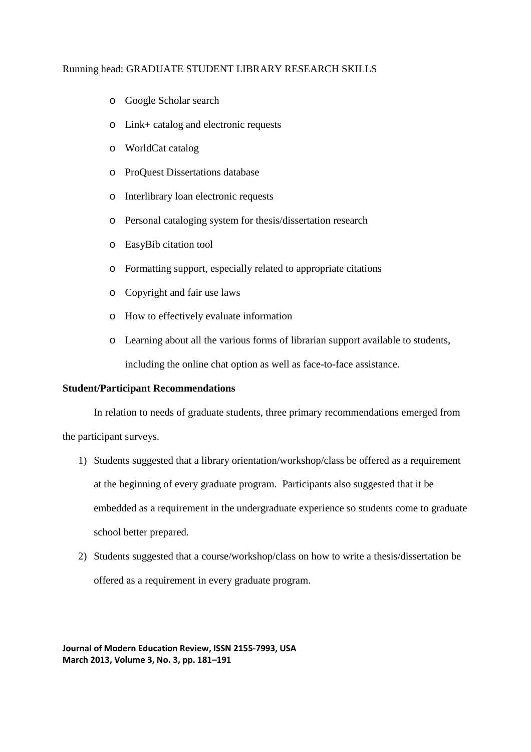- Google Scholar search
- Link+ catalog and electronic requests
- WorldCat catalog
- ProQuest Dissertations database
- Interlibrary loan electronic requests
- Personal cataloging system for thesis/dissertation research
- EasyBib citation tool
- Formatting support, especially related to appropriate citations
- Copyright and fair use laws
- How to effectively evaluate information
- Learning about all the various forms of librarian support available to students, including the online chat option as well as face-to-face assistance.

**Student/Participant Recommendations**

In relation to needs of graduate students, three primary recommendations emerged from the participant surveys.

1) Students suggested that a library orientation/workshop/class be offered as a requirement at the beginning of every graduate program. Participants also suggested that it be embedded as a requirement in the undergraduate experience so students come to graduate school better prepared.
2) Students suggested that a course/workshop/class on how to write a thesis/dissertation be offered as a requirement in every graduate program.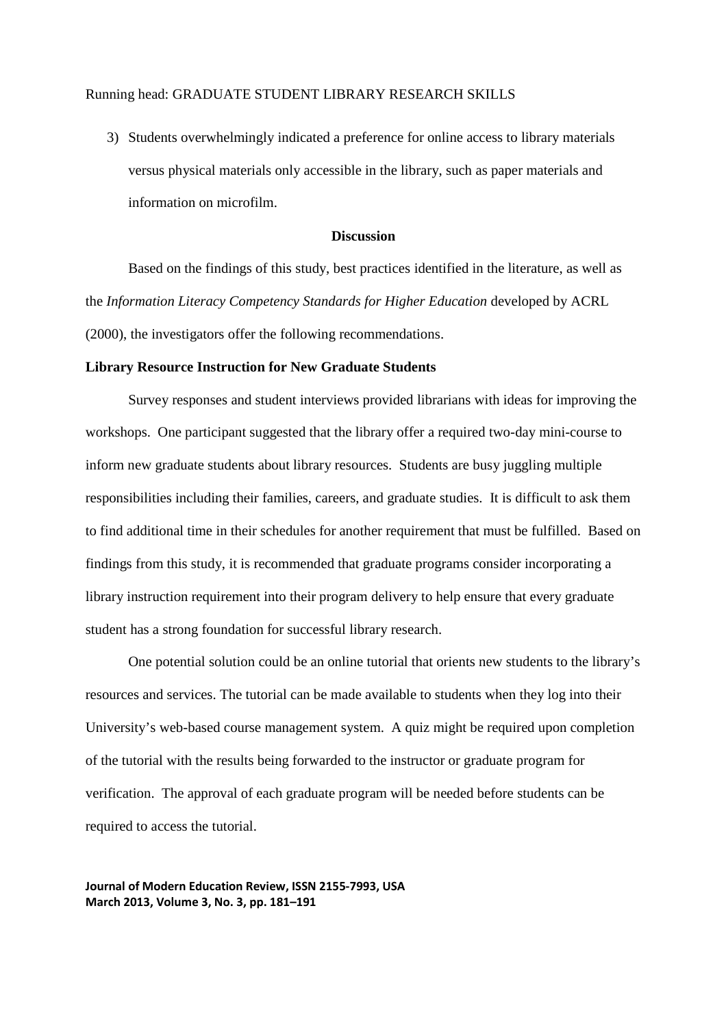3) Students overwhelmingly indicated a preference for online access to library materials versus physical materials only accessible in the library, such as paper materials and information on microfilm.

## Discussion

Based on the findings of this study, best practices identified in the literature, as well as the *Information Literacy Competency Standards for Higher Education* developed by ACRL (2000), the investigators offer the following recommendations.

### Library Resource Instruction for New Graduate Students

Survey responses and student interviews provided librarians with ideas for improving the workshops. One participant suggested that the library offer a required two-day mini-course to inform new graduate students about library resources. Students are busy juggling multiple responsibilities including their families, careers, and graduate studies. It is difficult to ask them to find additional time in their schedules for another requirement that must be fulfilled. Based on findings from this study, it is recommended that graduate programs consider incorporating a library instruction requirement into their program delivery to help ensure that every graduate student has a strong foundation for successful library research.

One potential solution could be an online tutorial that orients new students to the library's resources and services. The tutorial can be made available to students when they log into their University's web-based course management system. A quiz might be required upon completion of the tutorial with the results being forwarded to the instructor or graduate program for verification. The approval of each graduate program will be needed before students can be required to access the tutorial.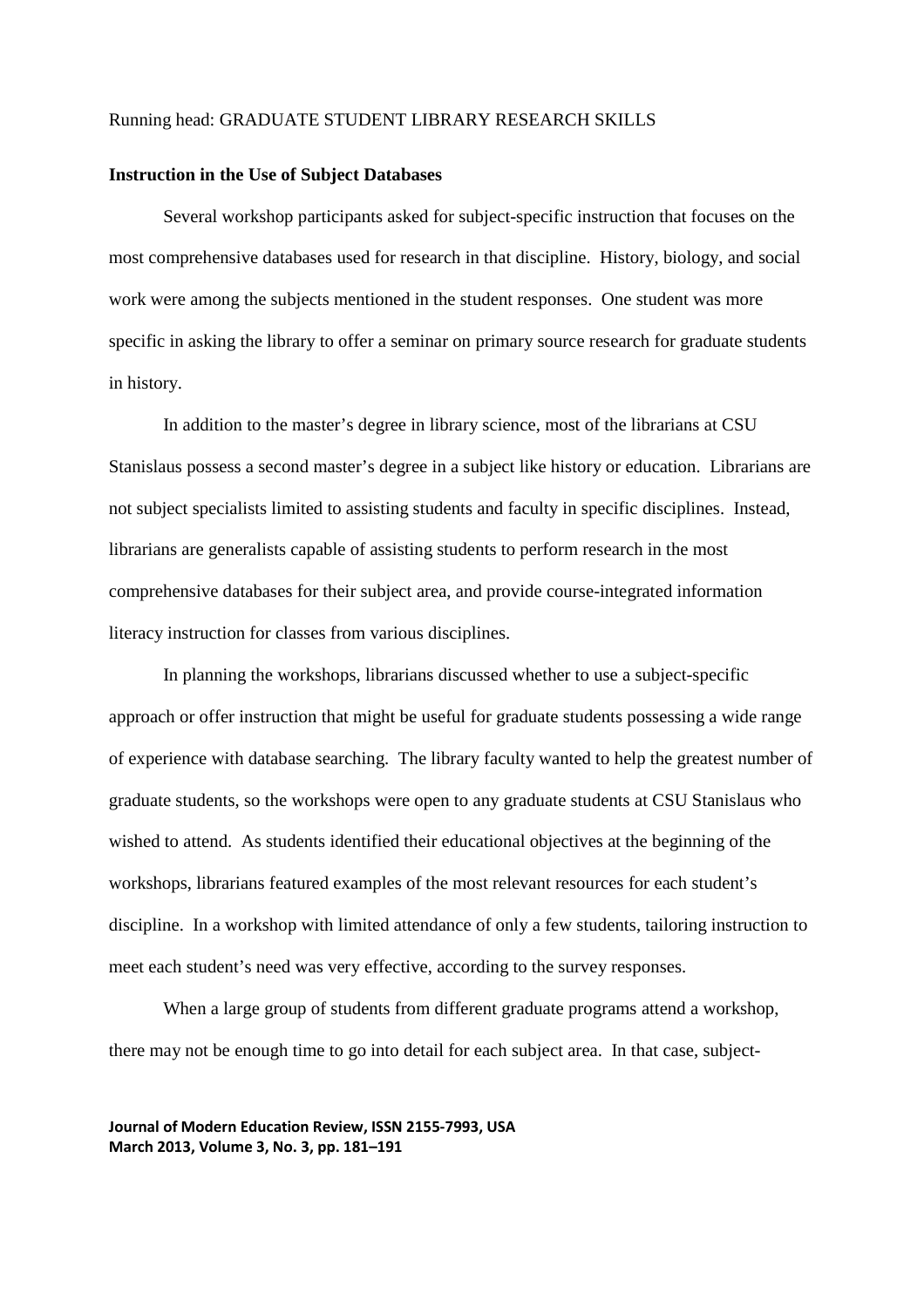**Instruction in the Use of Subject Databases**

Several workshop participants asked for subject-specific instruction that focuses on the most comprehensive databases used for research in that discipline. History, biology, and social work were among the subjects mentioned in the student responses. One student was more specific in asking the library to offer a seminar on primary source research for graduate students in history.

In addition to the master's degree in library science, most of the librarians at CSU Stanislaus possess a second master's degree in a subject like history or education. Librarians are not subject specialists limited to assisting students and faculty in specific disciplines. Instead, librarians are generalists capable of assisting students to perform research in the most comprehensive databases for their subject area, and provide course-integrated information literacy instruction for classes from various disciplines.

In planning the workshops, librarians discussed whether to use a subject-specific approach or offer instruction that might be useful for graduate students possessing a wide range of experience with database searching. The library faculty wanted to help the greatest number of graduate students, so the workshops were open to any graduate students at CSU Stanislaus who wished to attend. As students identified their educational objectives at the beginning of the workshops, librarians featured examples of the most relevant resources for each student's discipline. In a workshop with limited attendance of only a few students, tailoring instruction to meet each student's need was very effective, according to the survey responses.

When a large group of students from different graduate programs attend a workshop, there may not be enough time to go into detail for each subject area. In that case, subject-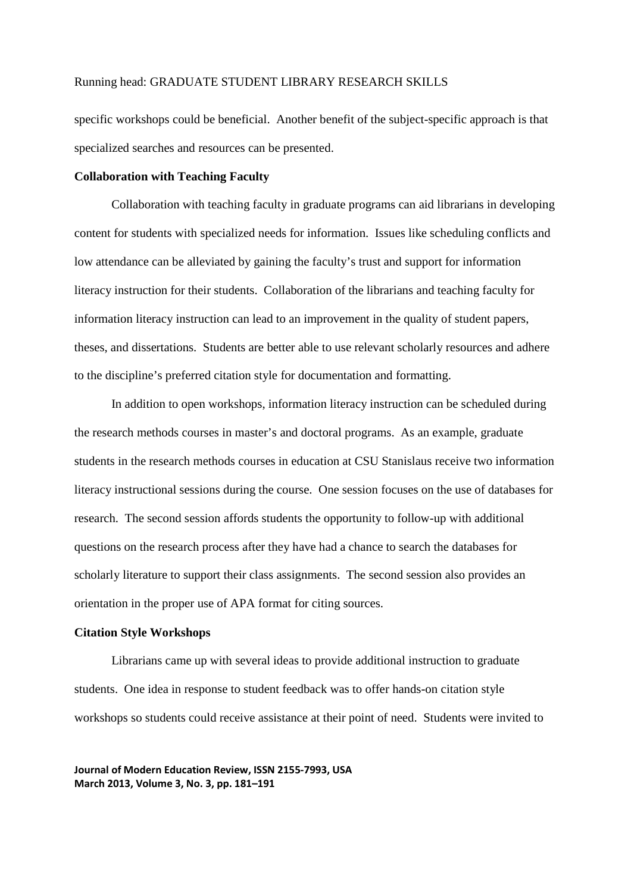specific workshops could be beneficial. Another benefit of the subject-specific approach is that specialized searches and resources can be presented.

**Collaboration with Teaching Faculty**

Collaboration with teaching faculty in graduate programs can aid librarians in developing content for students with specialized needs for information. Issues like scheduling conflicts and low attendance can be alleviated by gaining the faculty's trust and support for information literacy instruction for their students. Collaboration of the librarians and teaching faculty for information literacy instruction can lead to an improvement in the quality of student papers, theses, and dissertations. Students are better able to use relevant scholarly resources and adhere to the discipline's preferred citation style for documentation and formatting.

In addition to open workshops, information literacy instruction can be scheduled during the research methods courses in master's and doctoral programs. As an example, graduate students in the research methods courses in education at CSU Stanislaus receive two information literacy instructional sessions during the course. One session focuses on the use of databases for research. The second session affords students the opportunity to follow-up with additional questions on the research process after they have had a chance to search the databases for scholarly literature to support their class assignments. The second session also provides an orientation in the proper use of APA format for citing sources.

**Citation Style Workshops**

Librarians came up with several ideas to provide additional instruction to graduate students. One idea in response to student feedback was to offer hands-on citation style workshops so students could receive assistance at their point of need. Students were invited to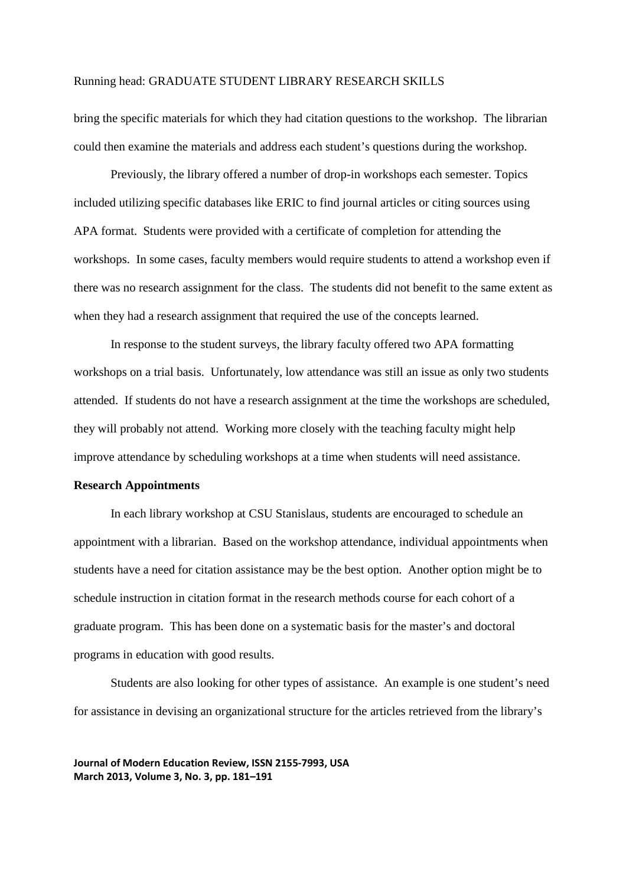bring the specific materials for which they had citation questions to the workshop. The librarian could then examine the materials and address each student's questions during the workshop.

Previously, the library offered a number of drop-in workshops each semester. Topics included utilizing specific databases like ERIC to find journal articles or citing sources using APA format. Students were provided with a certificate of completion for attending the workshops. In some cases, faculty members would require students to attend a workshop even if there was no research assignment for the class. The students did not benefit to the same extent as when they had a research assignment that required the use of the concepts learned.

In response to the student surveys, the library faculty offered two APA formatting workshops on a trial basis. Unfortunately, low attendance was still an issue as only two students attended. If students do not have a research assignment at the time the workshops are scheduled, they will probably not attend. Working more closely with the teaching faculty might help improve attendance by scheduling workshops at a time when students will need assistance.

**Research Appointments**

In each library workshop at CSU Stanislaus, students are encouraged to schedule an appointment with a librarian. Based on the workshop attendance, individual appointments when students have a need for citation assistance may be the best option. Another option might be to schedule instruction in citation format in the research methods course for each cohort of a graduate program. This has been done on a systematic basis for the master's and doctoral programs in education with good results.

Students are also looking for other types of assistance. An example is one student's need for assistance in devising an organizational structure for the articles retrieved from the library's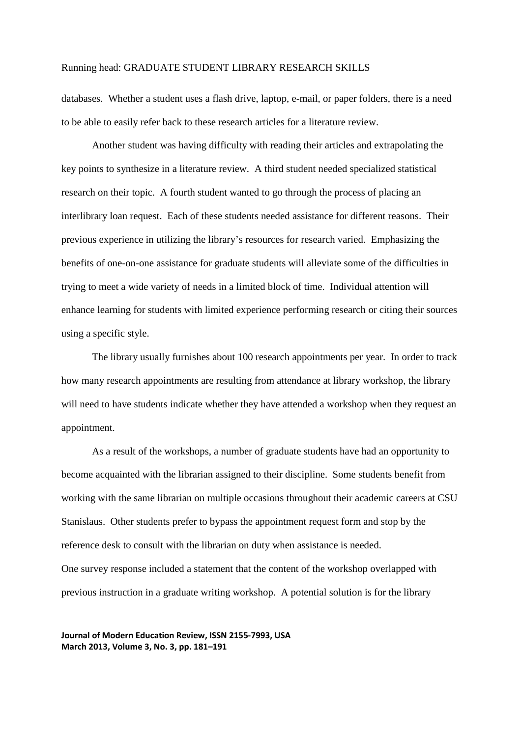databases. Whether a student uses a flash drive, laptop, e-mail, or paper folders, there is a need to be able to easily refer back to these research articles for a literature review.

Another student was having difficulty with reading their articles and extrapolating the key points to synthesize in a literature review. A third student needed specialized statistical research on their topic. A fourth student wanted to go through the process of placing an interlibrary loan request. Each of these students needed assistance for different reasons. Their previous experience in utilizing the library's resources for research varied. Emphasizing the benefits of one-on-one assistance for graduate students will alleviate some of the difficulties in trying to meet a wide variety of needs in a limited block of time. Individual attention will enhance learning for students with limited experience performing research or citing their sources using a specific style.

The library usually furnishes about 100 research appointments per year. In order to track how many research appointments are resulting from attendance at library workshop, the library will need to have students indicate whether they have attended a workshop when they request an appointment.

As a result of the workshops, a number of graduate students have had an opportunity to become acquainted with the librarian assigned to their discipline. Some students benefit from working with the same librarian on multiple occasions throughout their academic careers at CSU Stanislaus. Other students prefer to bypass the appointment request form and stop by the reference desk to consult with the librarian on duty when assistance is needed.

One survey response included a statement that the content of the workshop overlapped with previous instruction in a graduate writing workshop. A potential solution is for the library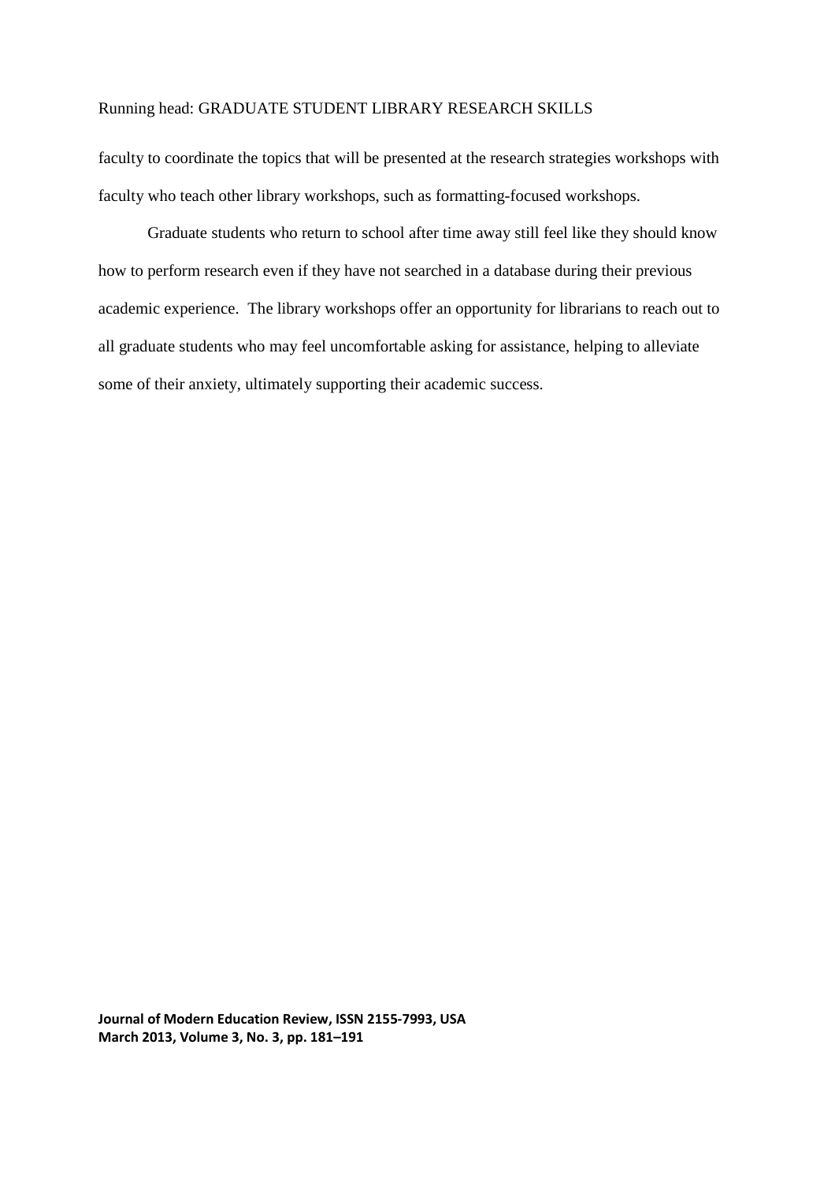faculty to coordinate the topics that will be presented at the research strategies workshops with faculty who teach other library workshops, such as formatting-focused workshops.

Graduate students who return to school after time away still feel like they should know how to perform research even if they have not searched in a database during their previous academic experience. The library workshops offer an opportunity for librarians to reach out to all graduate students who may feel uncomfortable asking for assistance, helping to alleviate some of their anxiety, ultimately supporting their academic success.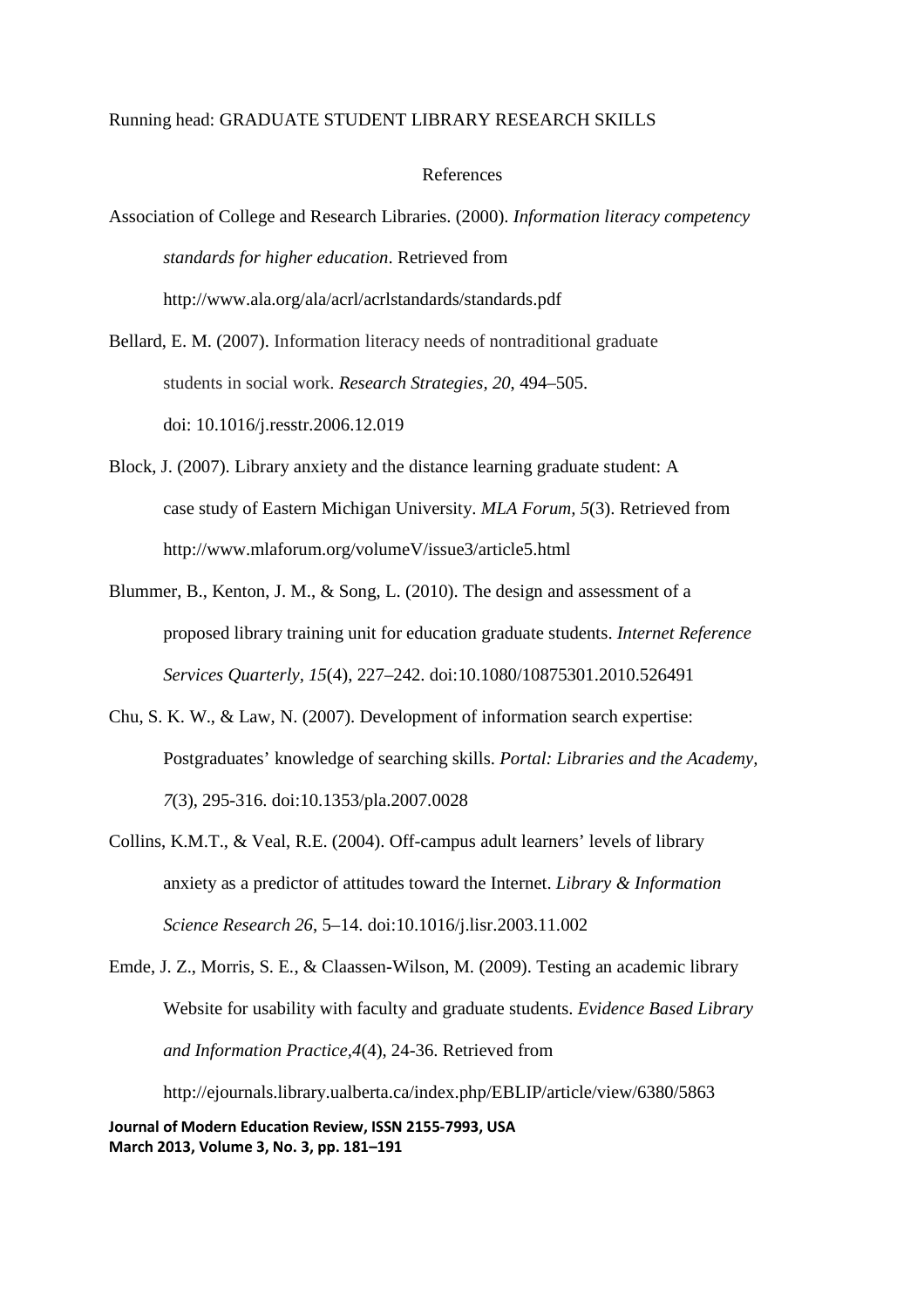# References

Association of College and Research Libraries. (2000). *Information literacy competency standards for higher education*. Retrieved from http://www.ala.org/ala/acrl/acrlstandards/standards.pdf

Bellard, E. M. (2007). Information literacy needs of nontraditional graduate students in social work. *Research Strategies, 20*, 494–505. doi: 10.1016/j.resstr.2006.12.019

Block, J. (2007). Library anxiety and the distance learning graduate student: A case study of Eastern Michigan University. *MLA Forum, 5*(3). Retrieved from http://www.mlaforum.org/volumeV/issue3/article5.html

Blummer, B., Kenton, J. M., & Song, L. (2010). The design and assessment of a proposed library training unit for education graduate students. *Internet Reference Services Quarterly, 15*(4), 227–242. doi:10.1080/10875301.2010.526491

Chu, S. K. W., & Law, N. (2007). Development of information search expertise: Postgraduates' knowledge of searching skills. *Portal: Libraries and the Academy, 7*(3), 295-316. doi:10.1353/pla.2007.0028

Collins, K.M.T., & Veal, R.E. (2004). Off-campus adult learners' levels of library anxiety as a predictor of attitudes toward the Internet. *Library & Information Science Research 26*, 5–14. doi:10.1016/j.lisr.2003.11.002

Emde, J. Z., Morris, S. E., & Claassen-Wilson, M. (2009). Testing an academic library Website for usability with faculty and graduate students. *Evidence Based Library and Information Practice,4*(4), 24-36. Retrieved from http://ejournals.library.ualberta.ca/index.php/EBLIP/article/view/6380/5863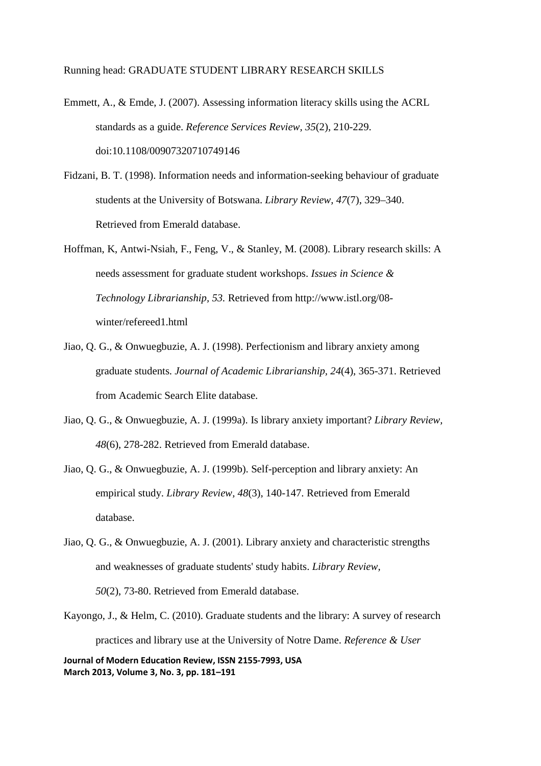Emmett, A., & Emde, J. (2007). Assessing information literacy skills using the ACRL standards as a guide. *Reference Services Review, 35*(2), 210-229. doi:10.1108/00907320710749146

Fidzani, B. T. (1998). Information needs and information-seeking behaviour of graduate students at the University of Botswana. *Library Review, 47*(7), 329–340. Retrieved from Emerald database.

Hoffman, K, Antwi-Nsiah, F., Feng, V., & Stanley, M. (2008). Library research skills: A needs assessment for graduate student workshops. *Issues in Science & Technology Librarianship, 53.* Retrieved from http://www.istl.org/08-winter/refereed1.html

Jiao, Q. G., & Onwuegbuzie, A. J. (1998). Perfectionism and library anxiety among graduate students. *Journal of Academic Librarianship, 24*(4), 365-371. Retrieved from Academic Search Elite database.

Jiao, Q. G., & Onwuegbuzie, A. J. (1999a). Is library anxiety important? *Library Review, 48*(6), 278-282. Retrieved from Emerald database.

Jiao, Q. G., & Onwuegbuzie, A. J. (1999b). Self-perception and library anxiety: An empirical study. *Library Review, 48*(3), 140-147. Retrieved from Emerald database.

Jiao, Q. G., & Onwuegbuzie, A. J. (2001). Library anxiety and characteristic strengths and weaknesses of graduate students' study habits. *Library Review, 50*(2), 73-80. Retrieved from Emerald database.

Kayongo, J., & Helm, C. (2010). Graduate students and the library: A survey of research practices and library use at the University of Notre Dame. *Reference & User*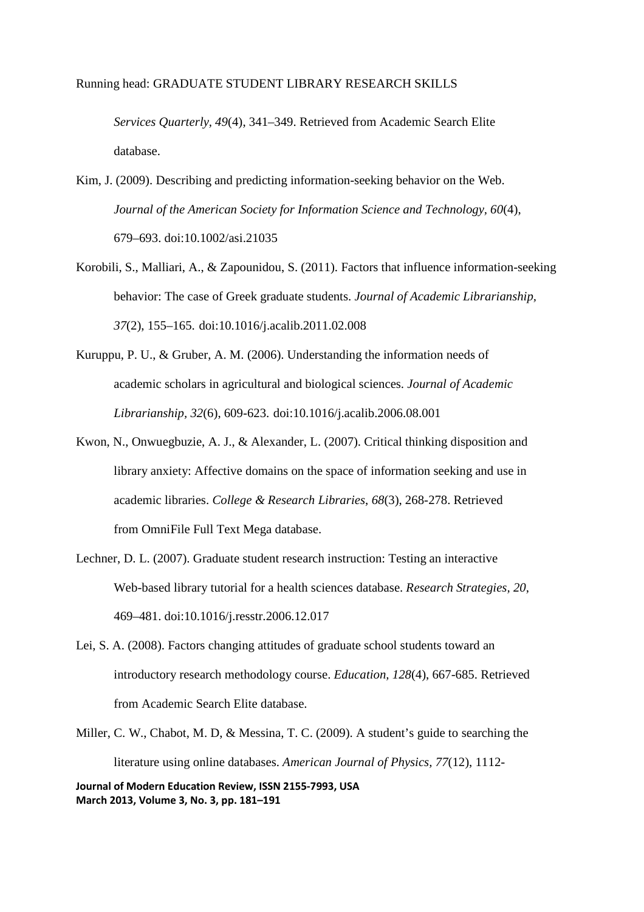*Services Quarterly*, *49*(4), 341–349. Retrieved from Academic Search Elite database.

Kim, J. (2009). Describing and predicting information-seeking behavior on the Web. *Journal of the American Society for Information Science and Technology*, *60*(4), 679–693. doi:10.1002/asi.21035

Korobili, S., Malliari, A., & Zapounidou, S. (2011). Factors that influence information-seeking behavior: The case of Greek graduate students. *Journal of Academic Librarianship*, *37*(2), 155–165. doi:10.1016/j.acalib.2011.02.008

Kuruppu, P. U., & Gruber, A. M. (2006). Understanding the information needs of academic scholars in agricultural and biological sciences. *Journal of Academic Librarianship*, *32*(6), 609-623. doi:10.1016/j.acalib.2006.08.001

Kwon, N., Onwuegbuzie, A. J., & Alexander, L. (2007). Critical thinking disposition and library anxiety: Affective domains on the space of information seeking and use in academic libraries. *College & Research Libraries*, *68*(3), 268-278. Retrieved from OmniFile Full Text Mega database.

Lechner, D. L. (2007). Graduate student research instruction: Testing an interactive Web-based library tutorial for a health sciences database. *Research Strategies*, *20*, 469–481. doi:10.1016/j.resstr.2006.12.017

Lei, S. A. (2008). Factors changing attitudes of graduate school students toward an introductory research methodology course. *Education*, *128*(4), 667-685. Retrieved from Academic Search Elite database.

Miller, C. W., Chabot, M. D, & Messina, T. C. (2009). A student's guide to searching the literature using online databases. *American Journal of Physics*, *77*(12), 1112-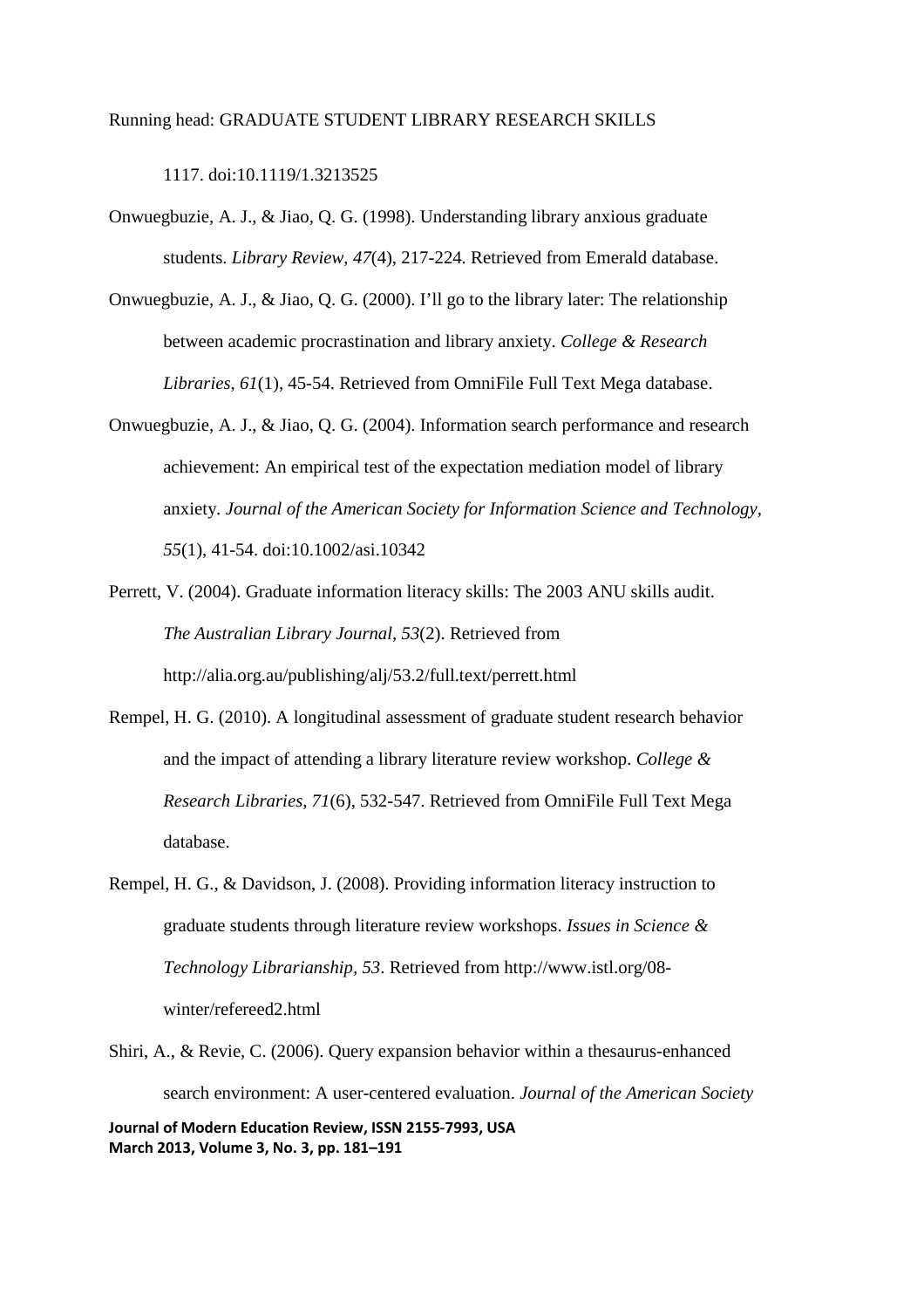1117. doi:10.1119/1.3213525

Onwuegbuzie, A. J., & Jiao, Q. G. (1998). Understanding library anxious graduate students. *Library Review, 47*(4), 217-224. Retrieved from Emerald database.

Onwuegbuzie, A. J., & Jiao, Q. G. (2000). I'll go to the library later: The relationship between academic procrastination and library anxiety. *College & Research Libraries, 61*(1), 45-54. Retrieved from OmniFile Full Text Mega database.

Onwuegbuzie, A. J., & Jiao, Q. G. (2004). Information search performance and research achievement: An empirical test of the expectation mediation model of library anxiety. *Journal of the American Society for Information Science and Technology, 55*(1), 41-54. doi:10.1002/asi.10342

Perrett, V. (2004). Graduate information literacy skills: The 2003 ANU skills audit. *The Australian Library Journal, 53*(2). Retrieved from http://alia.org.au/publishing/alj/53.2/full.text/perrett.html

Rempel, H. G. (2010). A longitudinal assessment of graduate student research behavior and the impact of attending a library literature review workshop. *College & Research Libraries, 71*(6), 532-547. Retrieved from OmniFile Full Text Mega database.

Rempel, H. G., & Davidson, J. (2008). Providing information literacy instruction to graduate students through literature review workshops. *Issues in Science & Technology Librarianship, 53*. Retrieved from http://www.istl.org/08-winter/refereed2.html

Shiri, A., & Revie, C. (2006). Query expansion behavior within a thesaurus-enhanced search environment: A user-centered evaluation. *Journal of the American Society*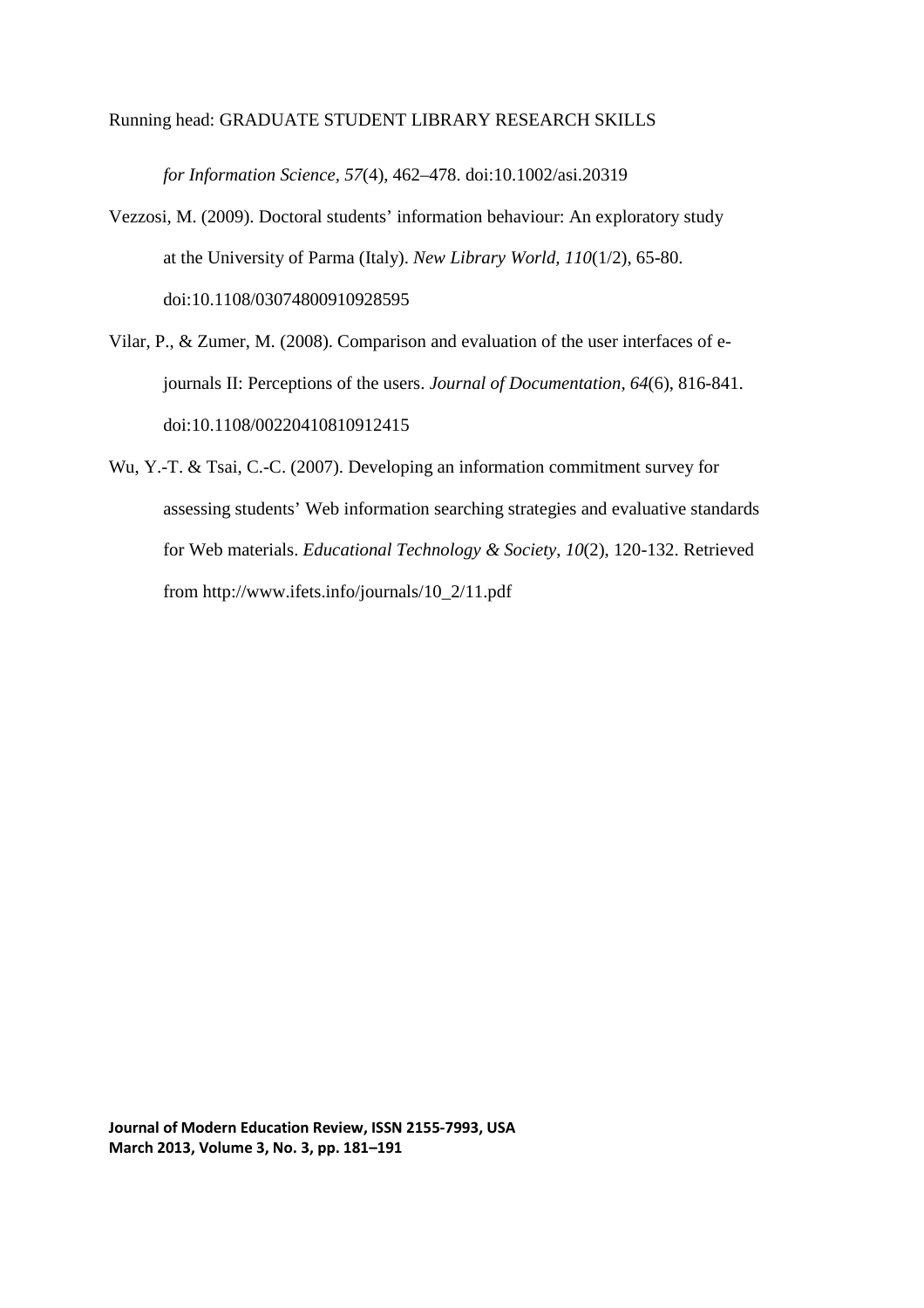*for Information Science, 57*(4), 462–478. doi:10.1002/asi.20319

Vezzosi, M. (2009). Doctoral students' information behaviour: An exploratory study at the University of Parma (Italy). *New Library World, 110*(1/2), 65-80. doi:10.1108/03074800910928595

Vilar, P., & Zumer, M. (2008). Comparison and evaluation of the user interfaces of e-journals II: Perceptions of the users. *Journal of Documentation, 64*(6), 816-841. doi:10.1108/00220410810912415

Wu, Y.-T. & Tsai, C.-C. (2007). Developing an information commitment survey for assessing students' Web information searching strategies and evaluative standards for Web materials. *Educational Technology & Society*, *10*(2), 120-132. Retrieved from http://www.ifets.info/journals/10_2/11.pdf